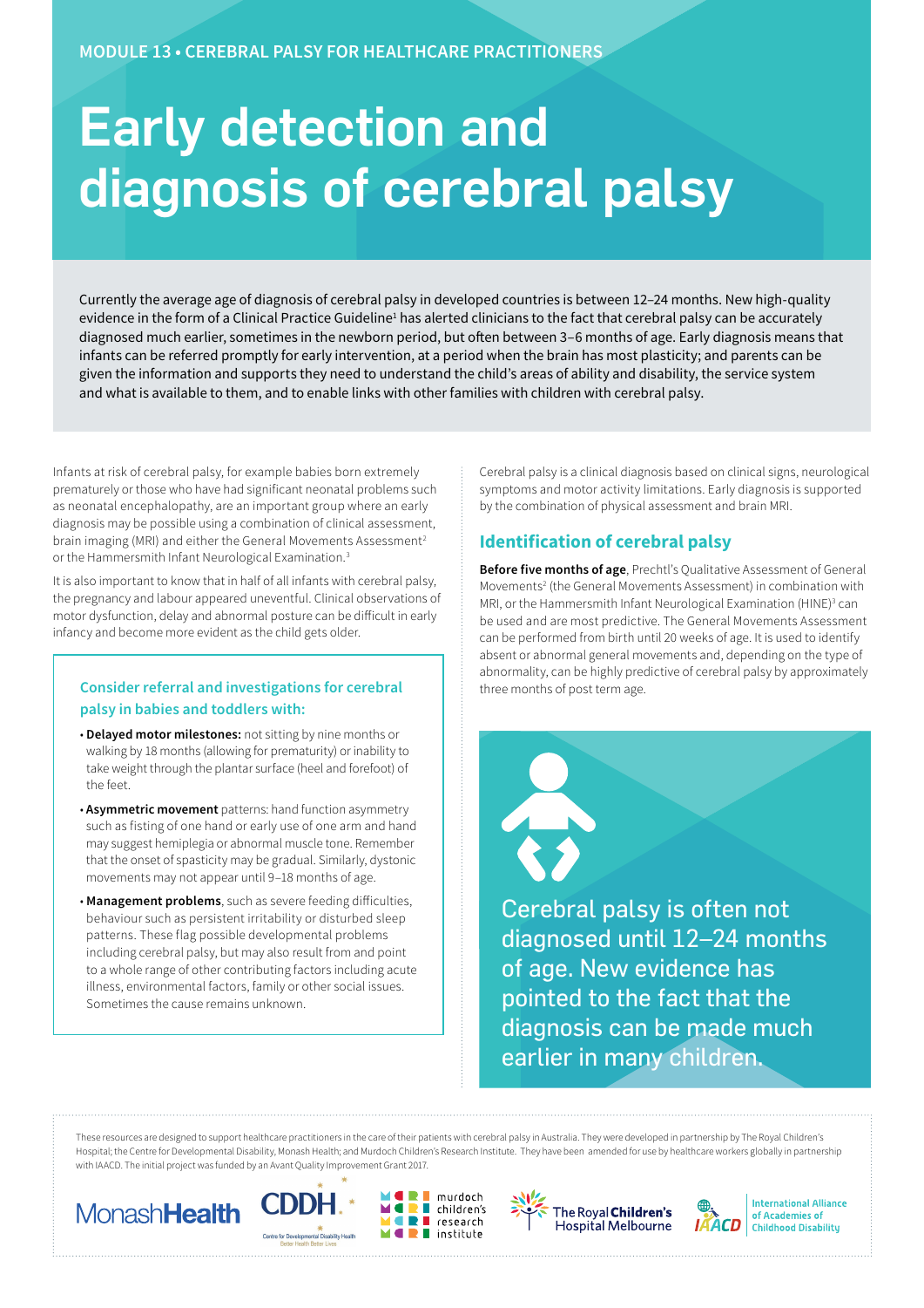MODULE 13 • CEREBRAL PALSY FOR HEALTHCARE PRACTITIONERS

# Early detection and diagnosis of cerebral palsy

Currently the average age of diagnosis of cerebral palsy in developed countries is between 12–24 months. New high-quality evidence in the form of a Clinical Practice Guideline[1] has alerted clinicians to the fact that cerebral palsy can be accurately diagnosed much earlier, sometimes in the newborn period, but often between 3–6 months of age. Early diagnosis means that infants can be referred promptly for early intervention, at a period when the brain has most plasticity; and parents can be given the information and supports they need to understand the child's areas of ability and disability, the service system and what is available to them, and to enable links with other families with children with cerebral palsy.

Infants at risk of cerebral palsy, for example babies born extremely prematurely or those who have had significant neonatal problems such as neonatal encephalopathy, are an important group where an early diagnosis may be possible using a combination of clinical assessment, brain imaging (MRI) and either the General Movements Assessment[2] or the Hammersmith Infant Neurological Examination.[3]

It is also important to know that in half of all infants with cerebral palsy, the pregnancy and labour appeared uneventful. Clinical observations of motor dysfunction, delay and abnormal posture can be difficult in early infancy and become more evident as the child gets older.

### Consider referral and investigations for cerebral palsy in babies and toddlers with:

- **Delayed motor milestones:** not sitting by nine months or walking by 18 months (allowing for prematurity) or inability to take weight through the plantar surface (heel and forefoot) of the feet.
- **Asymmetric movement** patterns: hand function asymmetry such as fisting of one hand or early use of one arm and hand may suggest hemiplegia or abnormal muscle tone. Remember that the onset of spasticity may be gradual. Similarly, dystonic movements may not appear until 9–18 months of age.
- **Management problems**, such as severe feeding difficulties, behaviour such as persistent irritability or disturbed sleep patterns. These flag possible developmental problems including cerebral palsy, but may also result from and point to a whole range of other contributing factors including acute illness, environmental factors, family or other social issues. Sometimes the cause remains unknown.

Cerebral palsy is a clinical diagnosis based on clinical signs, neurological symptoms and motor activity limitations. Early diagnosis is supported by the combination of physical assessment and brain MRI.

## Identification of cerebral palsy

**Before five months of age**, Prechtl's Qualitative Assessment of General Movements[2] (the General Movements Assessment) in combination with MRI, or the Hammersmith Infant Neurological Examination (HINE)[3] can be used and are most predictive. The General Movements Assessment can be performed from birth until 20 weeks of age. It is used to identify absent or abnormal general movements and, depending on the type of abnormality, can be highly predictive of cerebral palsy by approximately three months of post term age.

Cerebral palsy is often not diagnosed until 12–24 months of age. New evidence has pointed to the fact that the diagnosis can be made much earlier in many children.

These resources are designed to support healthcare practitioners in the care of their patients with cerebral palsy in Australia. They were developed in partnership by The Royal Children's Hospital; the Centre for Developmental Disability, Monash Health; and Murdoch Children's Research Institute. They have been amended for use by healthcare workers globally in partnership with IAACD. The initial project was funded by an Avant Quality Improvement Grant 2017.

MonashHealth | CDDH Centre for Developmental Disability Health | murdoch children's research institute | The Royal Children's Hospital Melbourne | IAACD International Alliance of Academies of Childhood Disability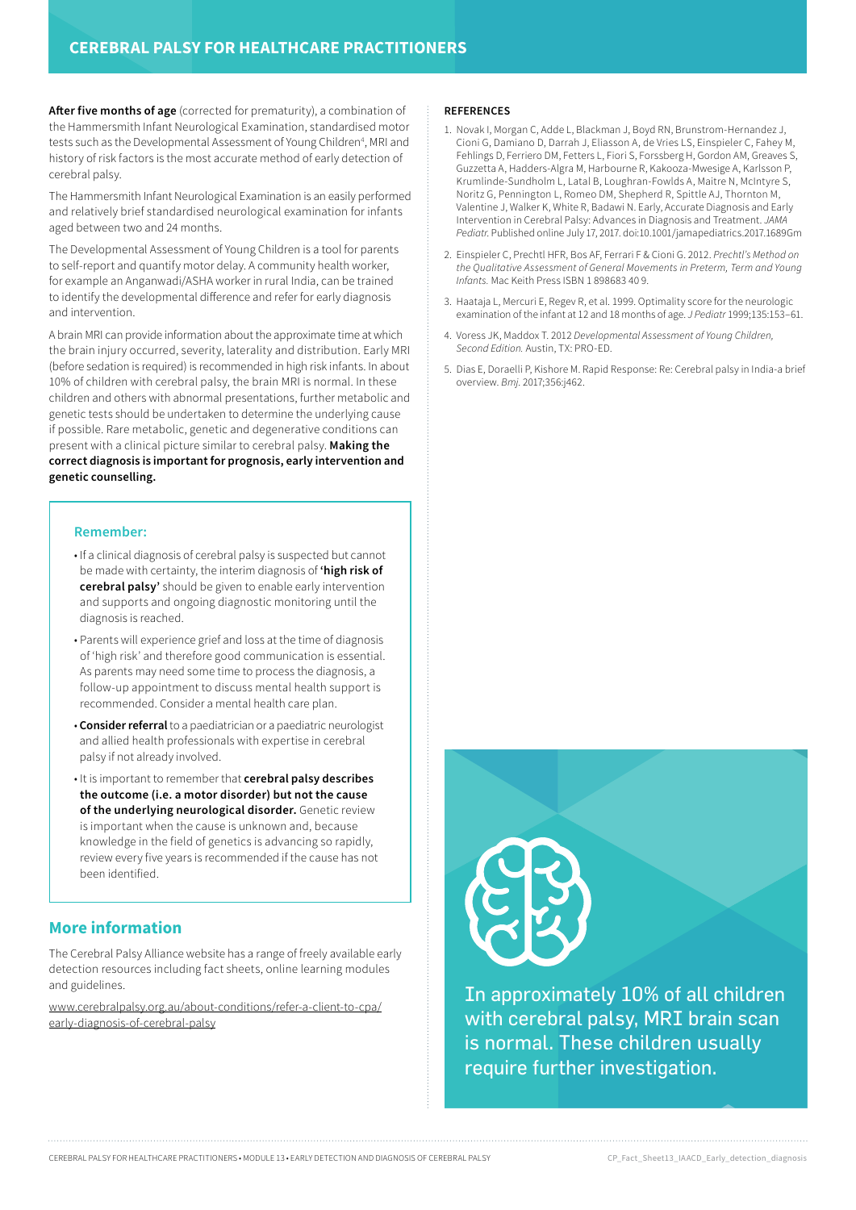**After five months of age** (corrected for prematurity), a combination of the Hammersmith Infant Neurological Examination, standardised motor tests such as the Developmental Assessment of Young Children[4], MRI and history of risk factors is the most accurate method of early detection of cerebral palsy.

The Hammersmith Infant Neurological Examination is an easily performed and relatively brief standardised neurological examination for infants aged between two and 24 months.

The Developmental Assessment of Young Children is a tool for parents to self-report and quantify motor delay. A community health worker, for example an Anganwadi/ASHA worker in rural India, can be trained to identify the developmental difference and refer for early diagnosis and intervention.

A brain MRI can provide information about the approximate time at which the brain injury occurred, severity, laterality and distribution. Early MRI (before sedation is required) is recommended in high risk infants. In about 10% of children with cerebral palsy, the brain MRI is normal. In these children and others with abnormal presentations, further metabolic and genetic tests should be undertaken to determine the underlying cause if possible. Rare metabolic, genetic and degenerative conditions can present with a clinical picture similar to cerebral palsy. **Making the correct diagnosis is important for prognosis, early intervention and genetic counselling.**

### Remember:

- If a clinical diagnosis of cerebral palsy is suspected but cannot be made with certainty, the interim diagnosis of **'high risk of cerebral palsy'** should be given to enable early intervention and supports and ongoing diagnostic monitoring until the diagnosis is reached.
- Parents will experience grief and loss at the time of diagnosis of 'high risk' and therefore good communication is essential. As parents may need some time to process the diagnosis, a follow-up appointment to discuss mental health support is recommended. Consider a mental health care plan.
- **Consider referral** to a paediatrician or a paediatric neurologist and allied health professionals with expertise in cerebral palsy if not already involved.
- It is important to remember that **cerebral palsy describes the outcome (i.e. a motor disorder) but not the cause of the underlying neurological disorder.** Genetic review is important when the cause is unknown and, because knowledge in the field of genetics is advancing so rapidly, review every five years is recommended if the cause has not been identified.

## More information

The Cerebral Palsy Alliance website has a range of freely available early detection resources including fact sheets, online learning modules and guidelines.

www.cerebralpalsy.org.au/about-conditions/refer-a-client-to-cpa/early-diagnosis-of-cerebral-palsy

### REFERENCES

1. Novak I, Morgan C, Adde L, Blackman J, Boyd RN, Brunstrom-Hernandez J, Cioni G, Damiano D, Darrah J, Eliasson A, de Vries LS, Einspieler C, Fahey M, Fehlings D, Ferriero DM, Fetters L, Fiori S, Forssberg H, Gordon AM, Greaves S, Guzzetta A, Hadders-Algra M, Harbourne R, Kakooza-Mwesige A, Karlsson P, Krumlinde-Sundholm L, Latal B, Loughran-Fowlds A, Maitre N, McIntyre S, Noritz G, Pennington L, Romeo DM, Shepherd R, Spittle AJ, Thornton M, Valentine J, Walker K, White R, Badawi N. Early, Accurate Diagnosis and Early Intervention in Cerebral Palsy: Advances in Diagnosis and Treatment. *JAMA Pediatr.* Published online July 17, 2017. doi:10.1001/jamapediatrics.2017.1689Gm
2. Einspieler C, Prechtl HFR, Bos AF, Ferrari F & Cioni G. 2012. *Prechtl's Method on the Qualitative Assessment of General Movements in Preterm, Term and Young Infants.* Mac Keith Press ISBN 1 898683 40 9.
3. Haataja L, Mercuri E, Regev R, et al. 1999. Optimality score for the neurologic examination of the infant at 12 and 18 months of age. *J Pediatr* 1999;135:153–61.
4. Voress JK, Maddox T. 2012 *Developmental Assessment of Young Children, Second Edition.* Austin, TX: PRO-ED.
5. Dias E, Doraelli P, Kishore M. Rapid Response: Re: Cerebral palsy in India-a brief overview. *Bmj.* 2017;356:j462.

In approximately 10% of all children with cerebral palsy, MRI brain scan is normal. These children usually require further investigation.